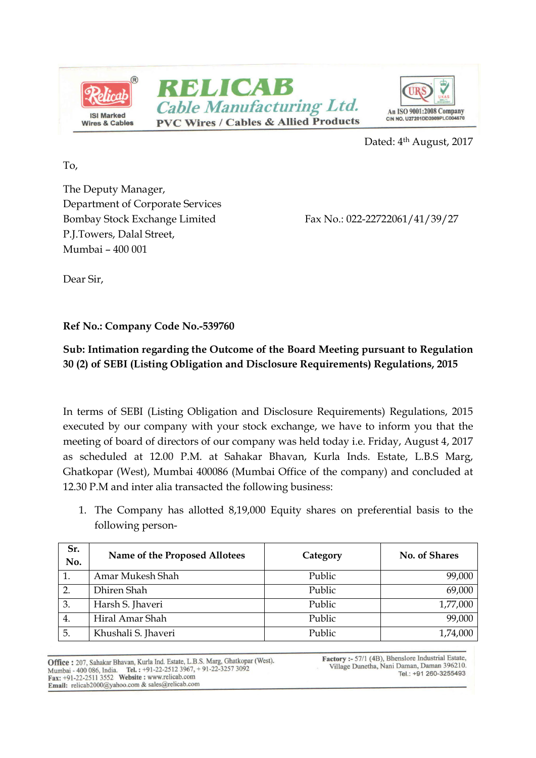# RELICAB Cable Manufacturing Ltd.

PVC Wires / Cables & Allied Products

ISI Marked Wires & Cables

An ISO 9001:2008 Company
CIN NO. U27201DD2009PLC004670

Dated: 4th August, 2017

To,

The Deputy Manager,
Department of Corporate Services
Bombay Stock Exchange Limited
P.J.Towers, Dalal Street,
Mumbai – 400 001

Fax No.: 022-22722061/41/39/27

Dear Sir,

**Ref No.: Company Code No.-539760**

**Sub: Intimation regarding the Outcome of the Board Meeting pursuant to Regulation 30 (2) of SEBI (Listing Obligation and Disclosure Requirements) Regulations, 2015**

In terms of SEBI (Listing Obligation and Disclosure Requirements) Regulations, 2015 executed by our company with your stock exchange, we have to inform you that the meeting of board of directors of our company was held today i.e. Friday, August 4, 2017 as scheduled at 12.00 P.M. at Sahakar Bhavan, Kurla Inds. Estate, L.B.S Marg, Ghatkopar (West), Mumbai 400086 (Mumbai Office of the company) and concluded at 12.30 P.M and inter alia transacted the following business:

1. The Company has allotted 8,19,000 Equity shares on preferential basis to the following person-

| Sr. No. | Name of the Proposed Allotees | Category | No. of Shares |
|---|---|---|---|
| 1. | Amar Mukesh Shah | Public | 99,000 |
| 2. | Dhiren Shah | Public | 69,000 |
| 3. | Harsh S. Jhaveri | Public | 1,77,000 |
| 4. | Hiral Amar Shah | Public | 99,000 |
| 5. | Khushali S. Jhaveri | Public | 1,74,000 |

**Office :** 207, Sahakar Bhavan, Kurla Ind. Estate, L.B.S. Marg, Ghatkopar (West), Mumbai - 400 086, India. **Tel. :** +91-22-2512 3967, + 91-22-3257 3092 **Fax:** +91-22-2511 3552 **Website :** www.relicab.com **Email:** relicab2000@yahoo.com & sales@relicab.com

**Factory :-** 57/1 (4B), Bhenslore Industrial Estate, Village Dunetha, Nani Daman, Daman 396210. Tel.: +91 260-3255493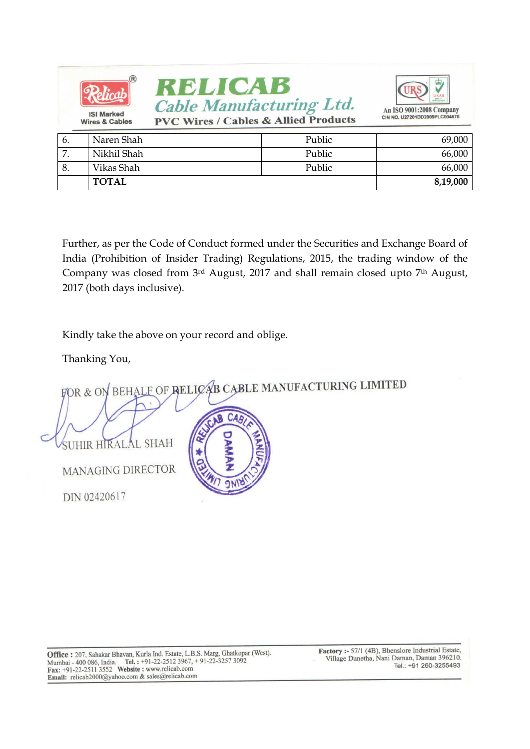| | | | |
|---|---|---|---|
| 6. | Naren Shah | Public | 69,000 |
| 7. | Nikhil Shah | Public | 66,000 |
| 8. | Vikas Shah | Public | 66,000 |
| | **TOTAL** | | **8,19,000** |

Further, as per the Code of Conduct formed under the Securities and Exchange Board of India (Prohibition of Insider Trading) Regulations, 2015, the trading window of the Company was closed from 3rd August, 2017 and shall remain closed upto 7th August, 2017 (both days inclusive).

Kindly take the above on your record and oblige.

Thanking You,

FOR & ON BEHALF OF RELICAB CABLE MANUFACTURING LIMITED

SUHIR HIRALAL SHAH

MANAGING DIRECTOR

DIN 02420617